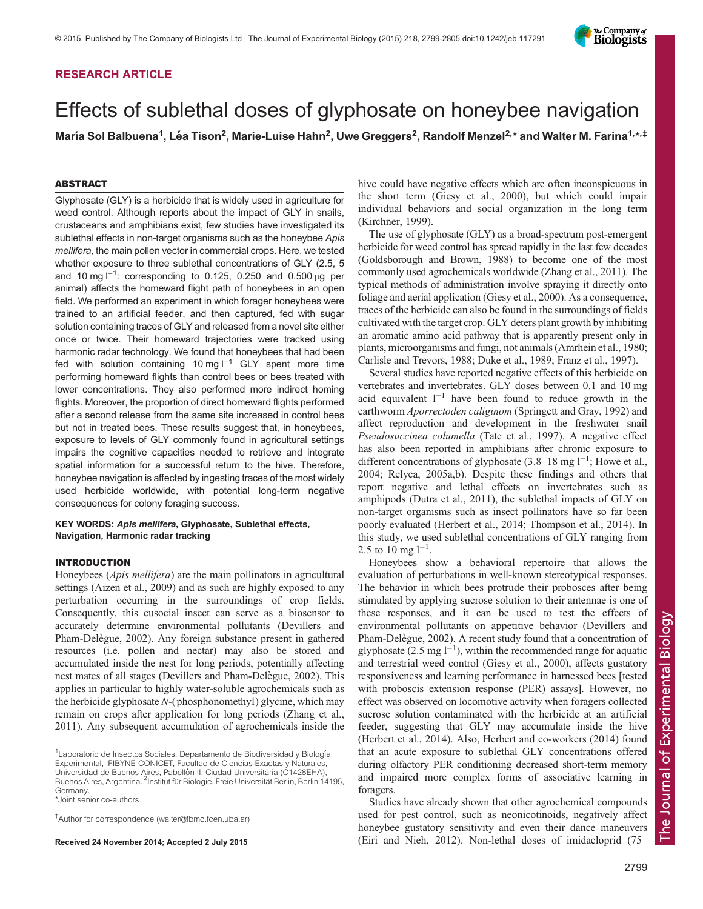RESEARCH ARTICLE

# Effects of sublethal doses of glyphosate on honeybee navigation

María Sol Balbuena[1], Léa Tison[2], Marie-Luise Hahn[2], Uwe Greggers[2], Randolf Menzel[2,*] and Walter M. Farina[1,*,‡]

## ABSTRACT

Glyphosate (GLY) is a herbicide that is widely used in agriculture for weed control. Although reports about the impact of GLY in snails, crustaceans and amphibians exist, few studies have investigated its sublethal effects in non-target organisms such as the honeybee *Apis mellifera*, the main pollen vector in commercial crops. Here, we tested whether exposure to three sublethal concentrations of GLY (2.5, 5 and 10 mg $l^{-1}$: corresponding to 0.125, 0.250 and 0.500 µg per animal) affects the homeward flight path of honeybees in an open field. We performed an experiment in which forager honeybees were trained to an artificial feeder, and then captured, fed with sugar solution containing traces of GLY and released from a novel site either once or twice. Their homeward trajectories were tracked using harmonic radar technology. We found that honeybees that had been fed with solution containing 10 mg $l^{-1}$ GLY spent more time performing homeward flights than control bees or bees treated with lower concentrations. They also performed more indirect homing flights. Moreover, the proportion of direct homeward flights performed after a second release from the same site increased in control bees but not in treated bees. These results suggest that, in honeybees, exposure to levels of GLY commonly found in agricultural settings impairs the cognitive capacities needed to retrieve and integrate spatial information for a successful return to the hive. Therefore, honeybee navigation is affected by ingesting traces of the most widely used herbicide worldwide, with potential long-term negative consequences for colony foraging success.

**KEY WORDS:** ***Apis mellifera*****, Glyphosate, Sublethal effects, Navigation, Harmonic radar tracking**

## INTRODUCTION

Honeybees (*Apis mellifera*) are the main pollinators in agricultural settings (Aizen et al., 2009) and as such are highly exposed to any perturbation occurring in the surroundings of crop fields. Consequently, this eusocial insect can serve as a biosensor to accurately determine environmental pollutants (Devillers and Pham-Delègue, 2002). Any foreign substance present in gathered resources (i.e. pollen and nectar) may also be stored and accumulated inside the nest for long periods, potentially affecting nest mates of all stages (Devillers and Pham-Delègue, 2002). This applies in particular to highly water-soluble agrochemicals such as the herbicide glyphosate *N*-(phosphonomethyl) glycine, which may remain on crops after application for long periods (Zhang et al., 2011). Any subsequent accumulation of agrochemicals inside the hive could have negative effects which are often inconspicuous in the short term (Giesy et al., 2000), but which could impair individual behaviors and social organization in the long term (Kirchner, 1999).

The use of glyphosate (GLY) as a broad-spectrum post-emergent herbicide for weed control has spread rapidly in the last few decades (Goldsborough and Brown, 1988) to become one of the most commonly used agrochemicals worldwide (Zhang et al., 2011). The typical methods of administration involve spraying it directly onto foliage and aerial application (Giesy et al., 2000). As a consequence, traces of the herbicide can also be found in the surroundings of fields cultivated with the target crop. GLY deters plant growth by inhibiting an aromatic amino acid pathway that is apparently present only in plants, microorganisms and fungi, not animals (Amrhein et al., 1980; Carlisle and Trevors, 1988; Duke et al., 1989; Franz et al., 1997).

Several studies have reported negative effects of this herbicide on vertebrates and invertebrates. GLY doses between 0.1 and 10 mg acid equivalent $l^{-1}$ have been found to reduce growth in the earthworm *Aporrectoden caliginom* (Springett and Gray, 1992) and affect reproduction and development in the freshwater snail *Pseudosuccinea columella* (Tate et al., 1997). A negative effect has also been reported in amphibians after chronic exposure to different concentrations of glyphosate (3.8–18 mg $l^{-1}$; Howe et al., 2004; Relyea, 2005a,b). Despite these findings and others that report negative and lethal effects on invertebrates such as amphipods (Dutra et al., 2011), the sublethal impacts of GLY on non-target organisms such as insect pollinators have so far been poorly evaluated (Herbert et al., 2014; Thompson et al., 2014). In this study, we used sublethal concentrations of GLY ranging from 2.5 to 10 mg $l^{-1}$.

Honeybees show a behavioral repertoire that allows the evaluation of perturbations in well-known stereotypical responses. The behavior in which bees protrude their probosces after being stimulated by applying sucrose solution to their antennae is one of these responses, and it can be used to test the effects of environmental pollutants on appetitive behavior (Devillers and Pham-Delègue, 2002). A recent study found that a concentration of glyphosate (2.5 mg $l^{-1}$), within the recommended range for aquatic and terrestrial weed control (Giesy et al., 2000), affects gustatory responsiveness and learning performance in harnessed bees [tested with proboscis extension response (PER) assays]. However, no effect was observed on locomotive activity when foragers collected sucrose solution contaminated with the herbicide at an artificial feeder, suggesting that GLY may accumulate inside the hive (Herbert et al., 2014). Also, Herbert and co-workers (2014) found that an acute exposure to sublethal GLY concentrations offered during olfactory PER conditioning decreased short-term memory and impaired more complex forms of associative learning in foragers.

Studies have already shown that other agrochemical compounds used for pest control, such as neonicotinoids, negatively affect honeybee gustatory sensitivity and even their dance maneuvers (Eiri and Nieh, 2012). Non-lethal doses of imidacloprid (75–

[1]Laboratorio de Insectos Sociales, Departamento de Biodiversidad y Biología Experimental, IFIBYNE-CONICET, Facultad de Ciencias Exactas y Naturales, Universidad de Buenos Aires, Pabellón II, Ciudad Universitaria (C1428EHA), Buenos Aires, Argentina. [2]Institut für Biologie, Freie Universität Berlin, Berlin 14195, Germany.
*Joint senior co-authors

‡Author for correspondence (walter@fbmc.fcen.uba.ar)

Received 24 November 2014; Accepted 2 July 2015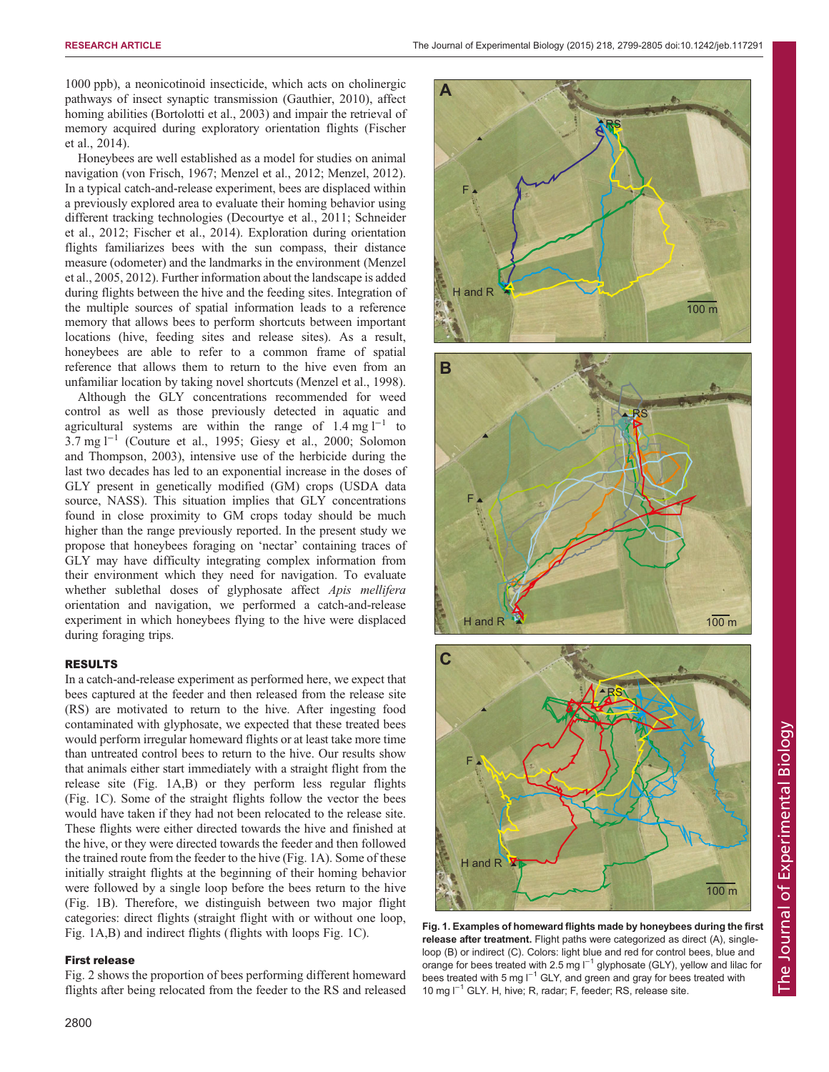1000 ppb), a neonicotinoid insecticide, which acts on cholinergic pathways of insect synaptic transmission (Gauthier, 2010), affect homing abilities (Bortolotti et al., 2003) and impair the retrieval of memory acquired during exploratory orientation flights (Fischer et al., 2014).

Honeybees are well established as a model for studies on animal navigation (von Frisch, 1967; Menzel et al., 2012; Menzel, 2012). In a typical catch-and-release experiment, bees are displaced within a previously explored area to evaluate their homing behavior using different tracking technologies (Decourtye et al., 2011; Schneider et al., 2012; Fischer et al., 2014). Exploration during orientation flights familiarizes bees with the sun compass, their distance measure (odometer) and the landmarks in the environment (Menzel et al., 2005, 2012). Further information about the landscape is added during flights between the hive and the feeding sites. Integration of the multiple sources of spatial information leads to a reference memory that allows bees to perform shortcuts between important locations (hive, feeding sites and release sites). As a result, honeybees are able to refer to a common frame of spatial reference that allows them to return to the hive even from an unfamiliar location by taking novel shortcuts (Menzel et al., 1998).

Although the GLY concentrations recommended for weed control as well as those previously detected in aquatic and agricultural systems are within the range of 1.4 mg $l^{-1}$ to 3.7 mg $l^{-1}$ (Couture et al., 1995; Giesy et al., 2000; Solomon and Thompson, 2003), intensive use of the herbicide during the last two decades has led to an exponential increase in the doses of GLY present in genetically modified (GM) crops (USDA data source, NASS). This situation implies that GLY concentrations found in close proximity to GM crops today should be much higher than the range previously reported. In the present study we propose that honeybees foraging on 'nectar' containing traces of GLY may have difficulty integrating complex information from their environment which they need for navigation. To evaluate whether sublethal doses of glyphosate affect *Apis mellifera* orientation and navigation, we performed a catch-and-release experiment in which honeybees flying to the hive were displaced during foraging trips.

## RESULTS

In a catch-and-release experiment as performed here, we expect that bees captured at the feeder and then released from the release site (RS) are motivated to return to the hive. After ingesting food contaminated with glyphosate, we expected that these treated bees would perform irregular homeward flights or at least take more time than untreated control bees to return to the hive. Our results show that animals either start immediately with a straight flight from the release site (Fig. 1A,B) or they perform less regular flights (Fig. 1C). Some of the straight flights follow the vector the bees would have taken if they had not been relocated to the release site. These flights were either directed towards the hive and finished at the hive, or they were directed towards the feeder and then followed the trained route from the feeder to the hive (Fig. 1A). Some of these initially straight flights at the beginning of their homing behavior were followed by a single loop before the bees return to the hive (Fig. 1B). Therefore, we distinguish between two major flight categories: direct flights (straight flight with or without one loop, Fig. 1A,B) and indirect flights (flights with loops Fig. 1C).

### First release

Fig. 2 shows the proportion of bees performing different homeward flights after being relocated from the feeder to the RS and released

**Fig. 1. Examples of homeward flights made by honeybees during the first release after treatment.** Flight paths were categorized as direct (A), single-loop (B) or indirect (C). Colors: light blue and red for control bees, blue and orange for bees treated with 2.5 mg $l^{-1}$ glyphosate (GLY), yellow and lilac for bees treated with 5 mg $l^{-1}$ GLY, and green and gray for bees treated with 10 mg $l^{-1}$ GLY. H, hive; R, radar; F, feeder; RS, release site.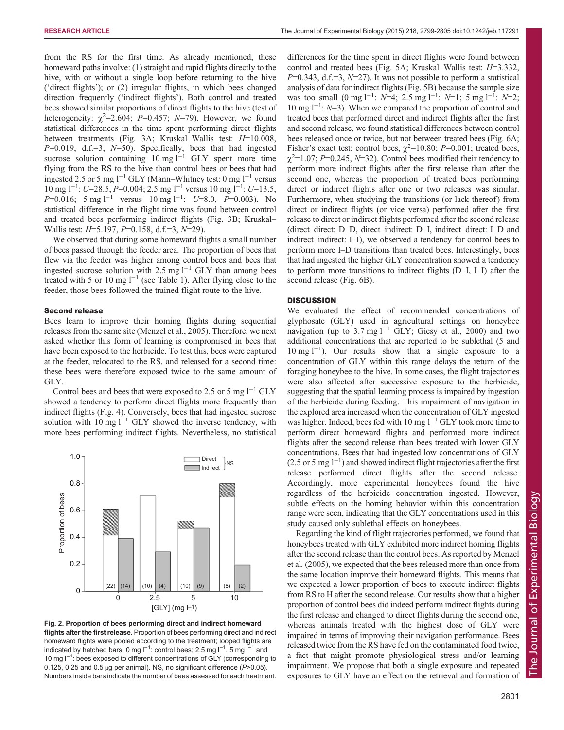from the RS for the first time. As already mentioned, these homeward paths involve: (1) straight and rapid flights directly to the hive, with or without a single loop before returning to the hive ('direct flights'); or (2) irregular flights, in which bees changed direction frequently ('indirect flights'). Both control and treated bees showed similar proportions of direct flights to the hive (test of heterogeneity: $\chi^2$=2.604; $P$=0.457; $N$=79). However, we found statistical differences in the time spent performing direct flights between treatments (Fig. 3A; Kruskal–Wallis test: $H$=10.008, $P$=0.019, d.f.=3, $N$=50). Specifically, bees that had ingested sucrose solution containing 10 mg l$^{-1}$ GLY spent more time flying from the RS to the hive than control bees or bees that had ingested 2.5 or 5 mg l$^{-1}$ GLY (Mann–Whitney test: 0 mg l$^{-1}$ versus 10 mg l$^{-1}$: $U$=28.5, $P$=0.004; 2.5 mg l$^{-1}$ versus 10 mg l$^{-1}$: $U$=13.5, $P$=0.016; 5 mg l$^{-1}$ versus 10 mg l$^{-1}$: $U$=8.0, $P$=0.003). No statistical difference in the flight time was found between control and treated bees performing indirect flights (Fig. 3B; Kruskal–Wallis test: $H$=5.197, $P$=0.158, d.f.=3, $N$=29).

We observed that during some homeward flights a small number of bees passed through the feeder area. The proportion of bees that flew via the feeder was higher among control bees and bees that ingested sucrose solution with 2.5 mg l$^{-1}$ GLY than among bees treated with 5 or 10 mg l$^{-1}$ (see Table 1). After flying close to the feeder, those bees followed the trained flight route to the hive.

### Second release

Bees learn to improve their homing flights during sequential releases from the same site (Menzel et al., 2005). Therefore, we next asked whether this form of learning is compromised in bees that have been exposed to the herbicide. To test this, bees were captured at the feeder, relocated to the RS, and released for a second time: these bees were therefore exposed twice to the same amount of GLY.

Control bees and bees that were exposed to 2.5 or 5 mg l$^{-1}$ GLY showed a tendency to perform direct flights more frequently than indirect flights (Fig. 4). Conversely, bees that had ingested sucrose solution with 10 mg l$^{-1}$ GLY showed the inverse tendency, with more bees performing indirect flights. Nevertheless, no statistical differences for the time spent in direct flights were found between control and treated bees (Fig. 5A; Kruskal–Wallis test: $H$=3.332, $P$=0.343, d.f.=3, $N$=27). It was not possible to perform a statistical analysis of data for indirect flights (Fig. 5B) because the sample size was too small (0 mg l$^{-1}$: $N$=4; 2.5 mg l$^{-1}$: $N$=1; 5 mg l$^{-1}$: $N$=2; 10 mg l$^{-1}$: $N$=3). When we compared the proportion of control and treated bees that performed direct and indirect flights after the first and second release, we found statistical differences between control bees released once or twice, but not between treated bees (Fig. 6A; Fisher's exact test: control bees, $\chi^2$=10.80; $P$=0.001; treated bees, $\chi^2$=1.07; $P$=0.245, $N$=32). Control bees modified their tendency to perform more indirect flights after the first release than after the second one, whereas the proportion of treated bees performing direct or indirect flights after one or two releases was similar. Furthermore, when studying the transitions (or lack thereof) from direct or indirect flights (or vice versa) performed after the first release to direct or indirect flights performed after the second release (direct–direct: D–D, direct–indirect: D–I, indirect–direct: I–D and indirect–indirect: I–I), we observed a tendency for control bees to perform more I–D transitions than treated bees. Interestingly, bees that had ingested the higher GLY concentration showed a tendency to perform more transitions to indirect flights (D–I, I–I) after the second release (Fig. 6B).

**Fig. 2. Proportion of bees performing direct and indirect homeward flights after the first release.** Proportion of bees performing direct and indirect homeward flights were pooled according to the treatment; looped flights are indicated by hatched bars. 0 mg l$^{-1}$: control bees; 2.5 mg l$^{-1}$, 5 mg l$^{-1}$ and 10 mg l$^{-1}$: bees exposed to different concentrations of GLY (corresponding to 0.125, 0.25 and 0.5 µg per animal). NS, no significant difference ($P$>0.05). Numbers inside bars indicate the number of bees assessed for each treatment.

## DISCUSSION

We evaluated the effect of recommended concentrations of glyphosate (GLY) used in agricultural settings on honeybee navigation (up to 3.7 mg l$^{-1}$ GLY; Giesy et al., 2000) and two additional concentrations that are reported to be sublethal (5 and 10 mg l$^{-1}$). Our results show that a single exposure to a concentration of GLY within this range delays the return of the foraging honeybee to the hive. In some cases, the flight trajectories were also affected after successive exposure to the herbicide, suggesting that the spatial learning process is impaired by ingestion of the herbicide during feeding. This impairment of navigation in the explored area increased when the concentration of GLY ingested was higher. Indeed, bees fed with 10 mg l$^{-1}$ GLY took more time to perform direct homeward flights and performed more indirect flights after the second release than bees treated with lower GLY concentrations. Bees that had ingested low concentrations of GLY (2.5 or 5 mg l$^{-1}$) and showed indirect flight trajectories after the first release performed direct flights after the second release. Accordingly, more experimental honeybees found the hive regardless of the herbicide concentration ingested. However, subtle effects on the homing behavior within this concentration range were seen, indicating that the GLY concentrations used in this study caused only sublethal effects on honeybees.

Regarding the kind of flight trajectories performed, we found that honeybees treated with GLY exhibited more indirect homing flights after the second release than the control bees. As reported by Menzel et al. (2005), we expected that the bees released more than once from the same location improve their homeward flights. This means that we expected a lower proportion of bees to execute indirect flights from RS to H after the second release. Our results show that a higher proportion of control bees did indeed perform indirect flights during the first release and changed to direct flights during the second one, whereas animals treated with the highest dose of GLY were impaired in terms of improving their navigation performance. Bees released twice from the RS have fed on the contaminated food twice, a fact that might promote physiological stress and/or learning impairment. We propose that both a single exposure and repeated exposures to GLY have an effect on the retrieval and formation of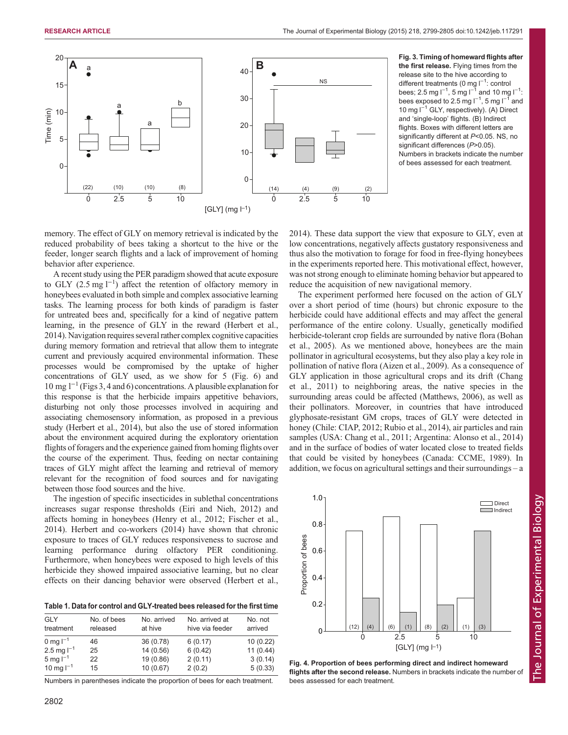Fig. 3. **Timing of homeward flights after the first release.** Flying times from the release site to the hive according to different treatments (0 mg $l^{-1}$: control bees; 2.5 mg $l^{-1}$, 5 mg $l^{-1}$ and 10 mg $l^{-1}$: bees exposed to 2.5 mg $l^{-1}$, 5 mg $l^{-1}$ and 10 mg $l^{-1}$ GLY, respectively). (A) Direct and 'single-loop' flights. (B) Indirect flights. Boxes with different letters are significantly different at $P$<0.05. NS, no significant differences ($P$>0.05). Numbers in brackets indicate the number of bees assessed for each treatment.

memory. The effect of GLY on memory retrieval is indicated by the reduced probability of bees taking a shortcut to the hive or the feeder, longer search flights and a lack of improvement of homing behavior after experience.

A recent study using the PER paradigm showed that acute exposure to GLY (2.5 mg $l^{-1}$) affect the retention of olfactory memory in honeybees evaluated in both simple and complex associative learning tasks. The learning process for both kinds of paradigm is faster for untreated bees and, specifically for a kind of negative pattern learning, in the presence of GLY in the reward (Herbert et al., 2014). Navigation requires several rather complex cognitive capacities during memory formation and retrieval that allow them to integrate current and previously acquired environmental information. These processes would be compromised by the uptake of higher concentrations of GLY used, as we show for 5 (Fig. 6) and 10 mg $l^{-1}$ (Figs 3, 4 and 6) concentrations. A plausible explanation for this response is that the herbicide impairs appetitive behaviors, disturbing not only those processes involved in acquiring and associating chemosensory information, as proposed in a previous study (Herbert et al., 2014), but also the use of stored information about the environment acquired during the exploratory orientation flights of foragers and the experience gained from homing flights over the course of the experiment. Thus, feeding on nectar containing traces of GLY might affect the learning and retrieval of memory relevant for the recognition of food sources and for navigating between those food sources and the hive.

The ingestion of specific insecticides in sublethal concentrations increases sugar response thresholds (Eiri and Nieh, 2012) and affects homing in honeybees (Henry et al., 2012; Fischer et al., 2014). Herbert and co-workers (2014) have shown that chronic exposure to traces of GLY reduces responsiveness to sucrose and learning performance during olfactory PER conditioning. Furthermore, when honeybees were exposed to high levels of this herbicide they showed impaired associative learning, but no clear effects on their dancing behavior were observed (Herbert et al., 2014). These data support the view that exposure to GLY, even at low concentrations, negatively affects gustatory responsiveness and thus also the motivation to forage for food in free-flying honeybees in the experiments reported here. This motivational effect, however, was not strong enough to eliminate homing behavior but appeared to reduce the acquisition of new navigational memory.

The experiment performed here focused on the action of GLY over a short period of time (hours) but chronic exposure to the herbicide could have additional effects and may affect the general performance of the entire colony. Usually, genetically modified herbicide-tolerant crop fields are surrounded by native flora (Bohan et al., 2005). As we mentioned above, honeybees are the main pollinator in agricultural ecosystems, but they also play a key role in pollination of native flora (Aizen et al., 2009). As a consequence of GLY application in those agricultural crops and its drift (Chang et al., 2011) to neighboring areas, the native species in the surrounding areas could be affected (Matthews, 2006), as well as their pollinators. Moreover, in countries that have introduced glyphosate-resistant GM crops, traces of GLY were detected in honey (Chile: CIAP, 2012; Rubio et al., 2014), air particles and rain samples (USA: Chang et al., 2011; Argentina: Alonso et al., 2014) and in the surface of bodies of water located close to treated fields that could be visited by honeybees (Canada: CCME, 1989). In addition, we focus on agricultural settings and their surroundings – a

**Table 1. Data for control and GLY-treated bees released for the first time**

| GLY treatment | No. of bees released | No. arrived at hive | No. arrived at hive via feeder | No. not arrived |
|---|---|---|---|---|
| 0 mg $l^{-1}$ | 46 | 36 (0.78) | 6 (0.17) | 10 (0.22) |
| 2.5 mg $l^{-1}$ | 25 | 14 (0.56) | 6 (0.42) | 11 (0.44) |
| 5 mg $l^{-1}$ | 22 | 19 (0.86) | 2 (0.11) | 3 (0.14) |
| 10 mg $l^{-1}$ | 15 | 10 (0.67) | 2 (0.2) | 5 (0.33) |

Numbers in parentheses indicate the proportion of bees for each treatment.

**Fig. 4. Proportion of bees performing direct and indirect homeward flights after the second release.** Numbers in brackets indicate the number of bees assessed for each treatment.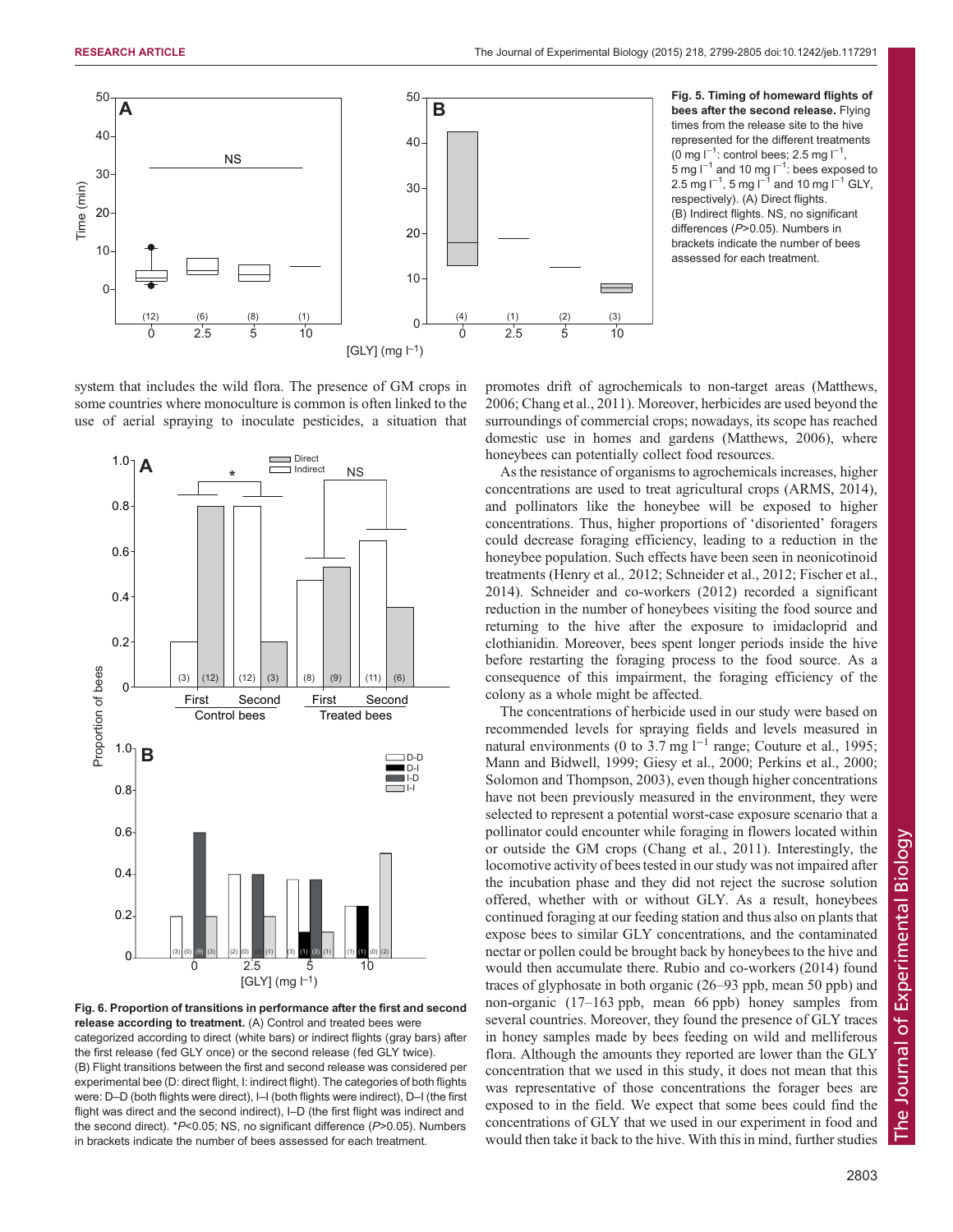Fig. 5. Timing of homeward flights of bees after the second release. Flying times from the release site to the hive represented for the different treatments (0 mg $l^{-1}$: control bees; 2.5 mg $l^{-1}$, 5 mg $l^{-1}$ and 10 mg $l^{-1}$: bees exposed to 2.5 mg $l^{-1}$, 5 mg $l^{-1}$ and 10 mg $l^{-1}$ GLY, respectively). (A) Direct flights. (B) Indirect flights. NS, no significant differences ($P$>0.05). Numbers in brackets indicate the number of bees assessed for each treatment.

system that includes the wild flora. The presence of GM crops in some countries where monoculture is common is often linked to the use of aerial spraying to inoculate pesticides, a situation that promotes drift of agrochemicals to non-target areas (Matthews, 2006; Chang et al., 2011). Moreover, herbicides are used beyond the surroundings of commercial crops; nowadays, its scope has reached domestic use in homes and gardens (Matthews, 2006), where honeybees can potentially collect food resources.

As the resistance of organisms to agrochemicals increases, higher concentrations are used to treat agricultural crops (ARMS, 2014), and pollinators like the honeybee will be exposed to higher concentrations. Thus, higher proportions of 'disoriented' foragers could decrease foraging efficiency, leading to a reduction in the honeybee population. Such effects have been seen in neonicotinoid treatments (Henry et al., 2012; Schneider et al., 2012; Fischer et al., 2014). Schneider and co-workers (2012) recorded a significant reduction in the number of honeybees visiting the food source and returning to the hive after the exposure to imidacloprid and clothianidin. Moreover, bees spent longer periods inside the hive before restarting the foraging process to the food source. As a consequence of this impairment, the foraging efficiency of the colony as a whole might be affected.

The concentrations of herbicide used in our study were based on recommended levels for spraying fields and levels measured in natural environments (0 to 3.7 mg $l^{-1}$ range; Couture et al., 1995; Mann and Bidwell, 1999; Giesy et al., 2000; Perkins et al., 2000; Solomon and Thompson, 2003), even though higher concentrations have not been previously measured in the environment, they were selected to represent a potential worst-case exposure scenario that a pollinator could encounter while foraging in flowers located within or outside the GM crops (Chang et al., 2011). Interestingly, the locomotive activity of bees tested in our study was not impaired after the incubation phase and they did not reject the sucrose solution offered, whether with or without GLY. As a result, honeybees continued foraging at our feeding station and thus also on plants that expose bees to similar GLY concentrations, and the contaminated nectar or pollen could be brought back by honeybees to the hive and would then accumulate there. Rubio and co-workers (2014) found traces of glyphosate in both organic (26–93 ppb, mean 50 ppb) and non-organic (17–163 ppb, mean 66 ppb) honey samples from several countries. Moreover, they found the presence of GLY traces in honey samples made by bees feeding on wild and melliferous flora. Although the amounts they reported are lower than the GLY concentration that we used in this study, it does not mean that this was representative of those concentrations the forager bees are exposed to in the field. We expect that some bees could find the concentrations of GLY that we used in our experiment in food and would then take it back to the hive. With this in mind, further studies

Fig. 6. Proportion of transitions in performance after the first and second release according to treatment. (A) Control and treated bees were categorized according to direct (white bars) or indirect flights (gray bars) after the first release (fed GLY once) or the second release (fed GLY twice). (B) Flight transitions between the first and second release was considered per experimental bee (D: direct flight, I: indirect flight). The categories of both flights were: D–D (both flights were direct), I–I (both flights were indirect), D–I (the first flight was direct and the second indirect), I–D (the first flight was indirect and the second direct). *$P$<0.05; NS, no significant difference ($P$>0.05). Numbers in brackets indicate the number of bees assessed for each treatment.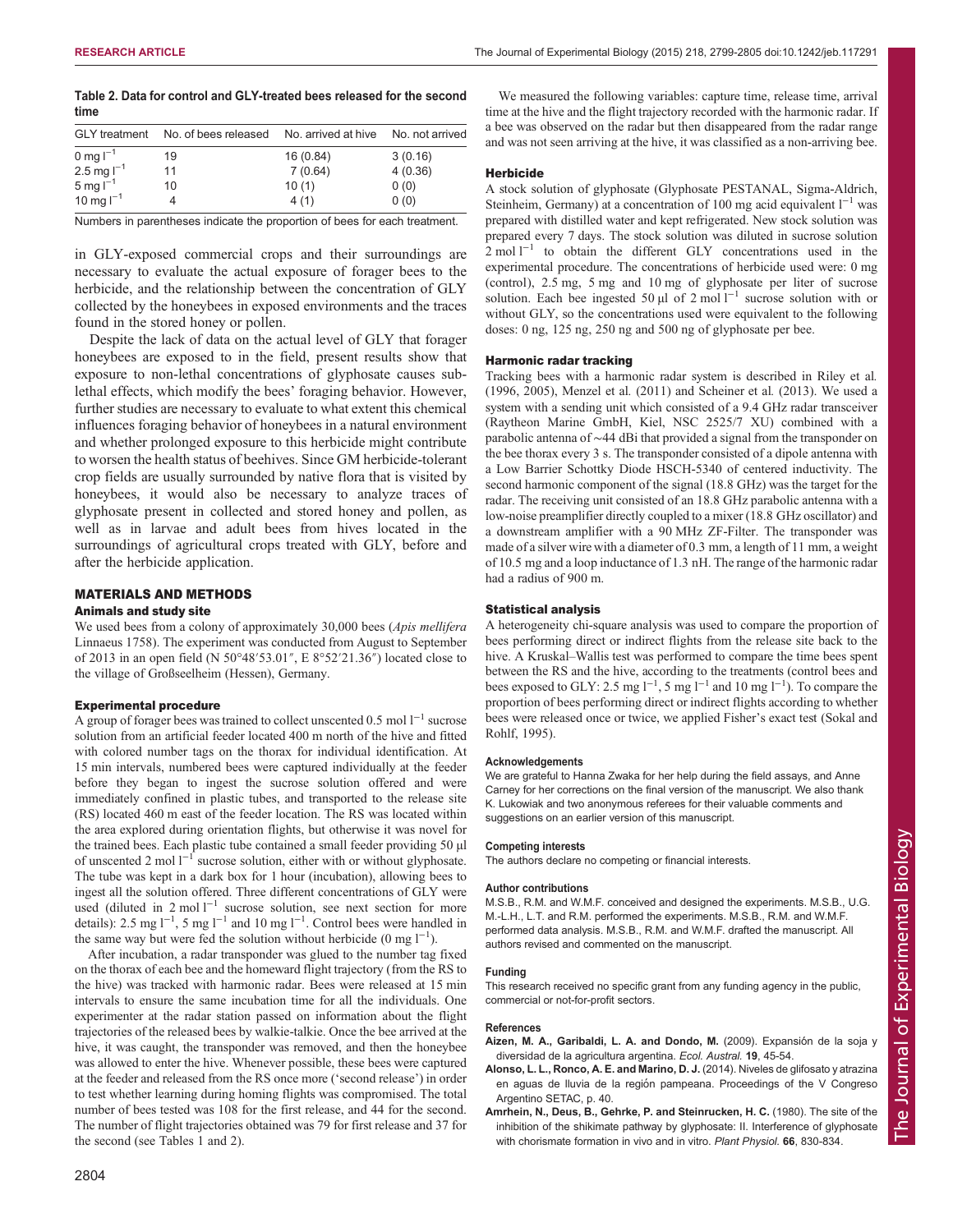**Table 2. Data for control and GLY-treated bees released for the second time**

| GLY treatment | No. of bees released | No. arrived at hive | No. not arrived |
|---|---|---|---|
| 0 mg $l^{-1}$ | 19 | 16 (0.84) | 3 (0.16) |
| 2.5 mg $l^{-1}$ | 11 | 7 (0.64) | 4 (0.36) |
| 5 mg $l^{-1}$ | 10 | 10 (1) | 0 (0) |
| 10 mg $l^{-1}$ | 4 | 4 (1) | 0 (0) |

Numbers in parentheses indicate the proportion of bees for each treatment.

in GLY-exposed commercial crops and their surroundings are necessary to evaluate the actual exposure of forager bees to the herbicide, and the relationship between the concentration of GLY collected by the honeybees in exposed environments and the traces found in the stored honey or pollen.

Despite the lack of data on the actual level of GLY that forager honeybees are exposed to in the field, present results show that exposure to non-lethal concentrations of glyphosate causes sublethal effects, which modify the bees' foraging behavior. However, further studies are necessary to evaluate to what extent this chemical influences foraging behavior of honeybees in a natural environment and whether prolonged exposure to this herbicide might contribute to worsen the health status of beehives. Since GM herbicide-tolerant crop fields are usually surrounded by native flora that is visited by honeybees, it would also be necessary to analyze traces of glyphosate present in collected and stored honey and pollen, as well as in larvae and adult bees from hives located in the surroundings of agricultural crops treated with GLY, before and after the herbicide application.

## MATERIALS AND METHODS

### Animals and study site

We used bees from a colony of approximately 30,000 bees (*Apis mellifera* Linnaeus 1758). The experiment was conducted from August to September of 2013 in an open field (N 50°48′53.01″, E 8°52′21.36″) located close to the village of Großseelheim (Hessen), Germany.

### Experimental procedure

A group of forager bees was trained to collect unscented 0.5 mol $l^{-1}$ sucrose solution from an artificial feeder located 400 m north of the hive and fitted with colored number tags on the thorax for individual identification. At 15 min intervals, numbered bees were captured individually at the feeder before they began to ingest the sucrose solution offered and were immediately confined in plastic tubes, and transported to the release site (RS) located 460 m east of the feeder location. The RS was located within the area explored during orientation flights, but otherwise it was novel for the trained bees. Each plastic tube contained a small feeder providing 50 µl of unscented 2 mol $l^{-1}$ sucrose solution, either with or without glyphosate. The tube was kept in a dark box for 1 hour (incubation), allowing bees to ingest all the solution offered. Three different concentrations of GLY were used (diluted in 2 mol $l^{-1}$ sucrose solution, see next section for more details): 2.5 mg $l^{-1}$, 5 mg $l^{-1}$ and 10 mg $l^{-1}$. Control bees were handled in the same way but were fed the solution without herbicide (0 mg $l^{-1}$).

After incubation, a radar transponder was glued to the number tag fixed on the thorax of each bee and the homeward flight trajectory (from the RS to the hive) was tracked with harmonic radar. Bees were released at 15 min intervals to ensure the same incubation time for all the individuals. One experimenter at the radar station passed on information about the flight trajectories of the released bees by walkie-talkie. Once the bee arrived at the hive, it was caught, the transponder was removed, and then the honeybee was allowed to enter the hive. Whenever possible, these bees were captured at the feeder and released from the RS once more ('second release') in order to test whether learning during homing flights was compromised. The total number of bees tested was 108 for the first release, and 44 for the second. The number of flight trajectories obtained was 79 for first release and 37 for the second (see Tables 1 and 2).

We measured the following variables: capture time, release time, arrival time at the hive and the flight trajectory recorded with the harmonic radar. If a bee was observed on the radar but then disappeared from the radar range and was not seen arriving at the hive, it was classified as a non-arriving bee.

### Herbicide

A stock solution of glyphosate (Glyphosate PESTANAL, Sigma-Aldrich, Steinheim, Germany) at a concentration of 100 mg acid equivalent $l^{-1}$ was prepared with distilled water and kept refrigerated. New stock solution was prepared every 7 days. The stock solution was diluted in sucrose solution 2 mol $l^{-1}$ to obtain the different GLY concentrations used in the experimental procedure. The concentrations of herbicide used were: 0 mg (control), 2.5 mg, 5 mg and 10 mg of glyphosate per liter of sucrose solution. Each bee ingested 50 µl of 2 mol $l^{-1}$ sucrose solution with or without GLY, so the concentrations used were equivalent to the following doses: 0 ng, 125 ng, 250 ng and 500 ng of glyphosate per bee.

### Harmonic radar tracking

Tracking bees with a harmonic radar system is described in Riley et al. (1996, 2005), Menzel et al. (2011) and Scheiner et al. (2013). We used a system with a sending unit which consisted of a 9.4 GHz radar transceiver (Raytheon Marine GmbH, Kiel, NSC 2525/7 XU) combined with a parabolic antenna of ∼44 dBi that provided a signal from the transponder on the bee thorax every 3 s. The transponder consisted of a dipole antenna with a Low Barrier Schottky Diode HSCH-5340 of centered inductivity. The second harmonic component of the signal (18.8 GHz) was the target for the radar. The receiving unit consisted of an 18.8 GHz parabolic antenna with a low-noise preamplifier directly coupled to a mixer (18.8 GHz oscillator) and a downstream amplifier with a 90 MHz ZF-Filter. The transponder was made of a silver wire with a diameter of 0.3 mm, a length of 11 mm, a weight of 10.5 mg and a loop inductance of 1.3 nH. The range of the harmonic radar had a radius of 900 m.

### Statistical analysis

A heterogeneity chi-square analysis was used to compare the proportion of bees performing direct or indirect flights from the release site back to the hive. A Kruskal–Wallis test was performed to compare the time bees spent between the RS and the hive, according to the treatments (control bees and bees exposed to GLY: 2.5 mg $l^{-1}$, 5 mg $l^{-1}$ and 10 mg $l^{-1}$). To compare the proportion of bees performing direct or indirect flights according to whether bees were released once or twice, we applied Fisher's exact test (Sokal and Rohlf, 1995).

#### Acknowledgements

We are grateful to Hanna Zwaka for her help during the field assays, and Anne Carney for her corrections on the final version of the manuscript. We also thank K. Lukowiak and two anonymous referees for their valuable comments and suggestions on an earlier version of this manuscript.

#### Competing interests

The authors declare no competing or financial interests.

#### Author contributions

M.S.B., R.M. and W.M.F. conceived and designed the experiments. M.S.B., U.G. M.-L.H., L.T. and R.M. performed the experiments. M.S.B., R.M. and W.M.F. performed data analysis. M.S.B., R.M. and W.M.F. drafted the manuscript. All authors revised and commented on the manuscript.

#### Funding

This research received no specific grant from any funding agency in the public, commercial or not-for-profit sectors.

#### References

**Aizen, M. A., Garibaldi, L. A. and Dondo, M.** (2009). Expansión de la soja y diversidad de la agricultura argentina. *Ecol. Austral.* **19**, 45-54.

**Alonso, L. L., Ronco, A. E. and Marino, D. J.** (2014). Niveles de glifosato y atrazina en aguas de lluvia de la región pampeana. Proceedings of the V Congreso Argentino SETAC, p. 40.

**Amrhein, N., Deus, B., Gehrke, P. and Steinrucken, H. C.** (1980). The site of the inhibition of the shikimate pathway by glyphosate: II. Interference of glyphosate with chorismate formation in vivo and in vitro. *Plant Physiol.* **66**, 830-834.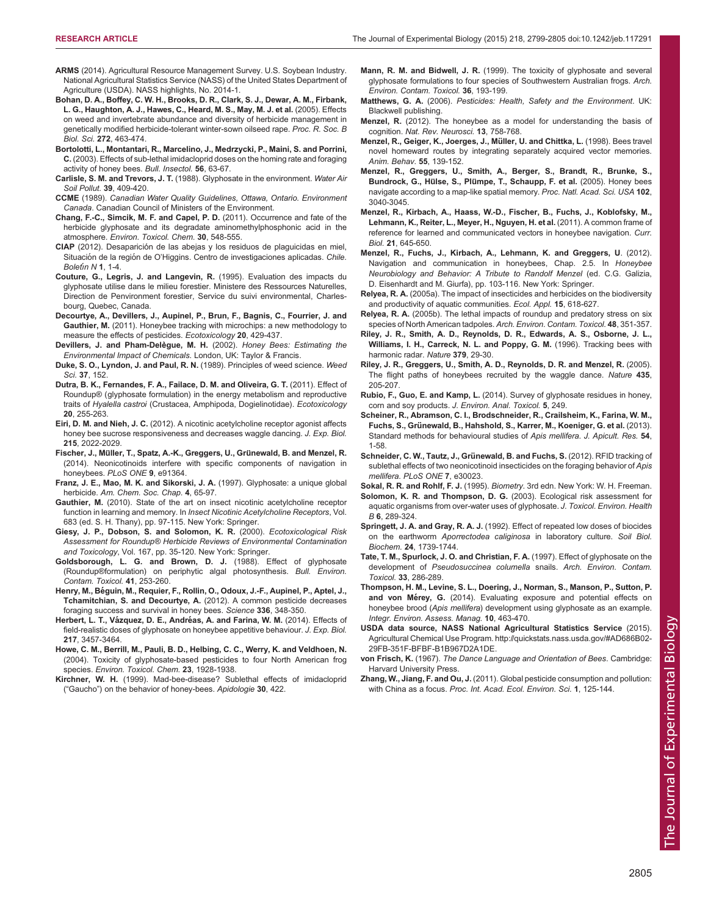**ARMS** (2014). Agricultural Resource Management Survey. U.S. Soybean Industry. National Agricultural Statistics Service (NASS) of the United States Department of Agriculture (USDA). NASS highlights, No. 2014-1.

**Bohan, D. A., Boffey, C. W. H., Brooks, D. R., Clark, S. J., Dewar, A. M., Firbank, L. G., Haughton, A. J., Hawes, C., Heard, M. S., May, M. J. et al.** (2005). Effects on weed and invertebrate abundance and diversity of herbicide management in genetically modified herbicide-tolerant winter-sown oilseed rape. *Proc. R. Soc. B Biol. Sci.* **272**, 463-474.

**Bortolotti, L., Montantari, R., Marcelino, J., Medrzycki, P., Maini, S. and Porrini, C.** (2003). Effects of sub-lethal imidacloprid doses on the homing rate and foraging activity of honey bees. *Bull. Insectol.* **56**, 63-67.

**Carlisle, S. M. and Trevors, J. T.** (1988). Glyphosate in the environment. *Water Air Soil Pollut.* **39**, 409-420.

**CCME** (1989). *Canadian Water Quality Guidelines, Ottawa, Ontario. Environment Canada*. Canadian Council of Ministers of the Environment.

**Chang, F.-C., Simcik, M. F. and Capel, P. D.** (2011). Occurrence and fate of the herbicide glyphosate and its degradate aminomethylphosphonic acid in the atmosphere. *Environ. Toxicol. Chem.* **30**, 548-555.

**CIAP** (2012). Desaparición de las abejas y los residuos de plaguicidas en miel, Situación de la región de O'Higgins. Centro de investigaciones aplicadas. *Chile. Boletín N* **1**, 1-4.

**Couture, G., Legris, J. and Langevin, R.** (1995). Evaluation des impacts du glyphosate utilise dans le milieu forestier. Ministere des Ressources Naturelles, Direction de l'environment forestier, Service du suivi environmental, Charlesbourg, Quebec, Canada.

**Decourtye, A., Devillers, J., Aupinel, P., Brun, F., Bagnis, C., Fourrier, J. and Gauthier, M.** (2011). Honeybee tracking with microchips: a new methodology to measure the effects of pesticides. *Ecotoxicology* **20**, 429-437.

**Devillers, J. and Pham-Delègue, M. H.** (2002). *Honey Bees: Estimating the Environmental Impact of Chemicals*. London, UK: Taylor & Francis.

**Duke, S. O., Lyndon, J. and Paul, R. N.** (1989). Principles of weed science. *Weed Sci.* **37**, 152.

**Dutra, B. K., Fernandes, F. A., Failace, D. M. and Oliveira, G. T.** (2011). Effect of Roundup® (glyphosate formulation) in the energy metabolism and reproductive traits of *Hyalella castroi* (Crustacea, Amphipoda, Dogielinotidae). *Ecotoxicology* **20**, 255-263.

**Eiri, D. M. and Nieh, J. C.** (2012). A nicotinic acetylcholine receptor agonist affects honey bee sucrose responsiveness and decreases waggle dancing. *J. Exp. Biol.* **215**, 2022-2029.

**Fischer, J., Müller, T., Spatz, A.-K., Greggers, U., Grünewald, B. and Menzel, R.** (2014). Neonicotinoids interfere with specific components of navigation in honeybees. *PLoS ONE* **9**, e91364.

**Franz, J. E., Mao, M. K. and Sikorski, J. A.** (1997). Glyphosate: a unique global herbicide. *Am. Chem. Soc. Chap.* **4**, 65-97.

**Gauthier, M.** (2010). State of the art on insect nicotinic acetylcholine receptor function in learning and memory. In *Insect Nicotinic Acetylcholine Receptors*, Vol. 683 (ed. S. H. Thany), pp. 97-115. New York: Springer.

**Giesy, J. P., Dobson, S. and Solomon, K. R.** (2000). *Ecotoxicological Risk Assessment for Roundup® Herbicide Reviews of Environmental Contamination and Toxicology*, Vol. 167, pp. 35-120. New York: Springer.

**Goldsborough, L. G. and Brown, D. J.** (1988). Effect of glyphosate (Roundup®formulation) on periphytic algal photosynthesis. *Bull. Environ. Contam. Toxicol.* **41**, 253-260.

**Henry, M., Béguin, M., Requier, F., Rollin, O., Odoux, J.-F., Aupinel, P., Aptel, J., Tchamitchian, S. and Decourtye, A.** (2012). A common pesticide decreases foraging success and survival in honey bees. *Science* **336**, 348-350.

**Herbert, L. T., Vázquez, D. E., Andréas, A. and Farina, W. M.** (2014). Effects of field-realistic doses of glyphosate on honeybee appetitive behaviour. *J. Exp. Biol.* **217**, 3457-3464.

**Howe, C. M., Berrill, M., Pauli, B. D., Helbing, C. C., Werry, K. and Veldhoen, N.** (2004). Toxicity of glyphosate-based pesticides to four North American frog species. *Environ. Toxicol. Chem.* **23**, 1928-1938.

**Kirchner, W. H.** (1999). Mad-bee-disease? Sublethal effects of imidacloprid ("Gaucho") on the behavior of honey-bees. *Apidologie* **30**, 422.

**Mann, R. M. and Bidwell, J. R.** (1999). The toxicity of glyphosate and several glyphosate formulations to four species of Southwestern Australian frogs. *Arch. Environ. Contam. Toxicol.* **36**, 193-199.

**Matthews, G. A.** (2006). *Pesticides: Health, Safety and the Environment*. UK: Blackwell publishing.

**Menzel, R.** (2012). The honeybee as a model for understanding the basis of cognition. *Nat. Rev. Neurosci.* **13**, 758-768.

**Menzel, R., Geiger, K., Joerges, J., Müller, U. and Chittka, L.** (1998). Bees travel novel homeward routes by integrating separately acquired vector memories. *Anim. Behav.* **55**, 139-152.

**Menzel, R., Greggers, U., Smith, A., Berger, S., Brandt, R., Brunke, S., Bundrock, G., Hülse, S., Plümpe, T., Schaupp, F. et al.** (2005). Honey bees navigate according to a map-like spatial memory. *Proc. Natl. Acad. Sci. USA* **102**, 3040-3045.

**Menzel, R., Kirbach, A., Haass, W.-D., Fischer, B., Fuchs, J., Koblofsky, M., Lehmann, K., Reiter, L., Meyer, H., Nguyen, H. et al.** (2011). A common frame of reference for learned and communicated vectors in honeybee navigation. *Curr. Biol.* **21**, 645-650.

**Menzel, R., Fuchs, J., Kirbach, A., Lehmann, K. and Greggers, U.** (2012). Navigation and communication in honeybees, Chap. 2.5. In *Honeybee Neurobiology and Behavior: A Tribute to Randolf Menzel* (ed. C.G. Galizia, D. Eisenhardt and M. Giurfa), pp. 103-116. New York: Springer.

**Relyea, R. A.** (2005a). The impact of insecticides and herbicides on the biodiversity and productivity of aquatic communities. *Ecol. Appl.* **15**, 618-627.

**Relyea, R. A.** (2005b). The lethal impacts of roundup and predatory stress on six species of North American tadpoles. *Arch. Environ. Contam. Toxicol.* **48**, 351-357.

**Riley, J. R., Smith, A. D., Reynolds, D. R., Edwards, A. S., Osborne, J. L., Williams, I. H., Carreck, N. L. and Poppy, G. M.** (1996). Tracking bees with harmonic radar. *Nature* **379**, 29-30.

**Riley, J. R., Greggers, U., Smith, A. D., Reynolds, D. R. and Menzel, R.** (2005). The flight paths of honeybees recruited by the waggle dance. *Nature* **435**, 205-207.

**Rubio, F., Guo, E. and Kamp, L.** (2014). Survey of glyphosate residues in honey, corn and soy products. *J. Environ. Anal. Toxicol.* **5**, 249.

**Scheiner, R., Abramson, C. I., Brodschneider, R., Crailsheim, K., Farina, W. M., Fuchs, S., Grünewald, B., Hahshold, S., Karrer, M., Koeniger, G. et al.** (2013). Standard methods for behavioural studies of *Apis mellifera*. *J. Apicult. Res.* **54**, 1-58.

**Schneider, C. W., Tautz, J., Grünewald, B. and Fuchs, S.** (2012). RFID tracking of sublethal effects of two neonicotinoid insecticides on the foraging behavior of *Apis mellifera*. *PLoS ONE* **7**, e30023.

**Sokal, R. R. and Rohlf, F. J.** (1995). *Biometry*. 3rd edn. New York: W. H. Freeman.

**Solomon, K. R. and Thompson, D. G.** (2003). Ecological risk assessment for aquatic organisms from over-water uses of glyphosate. *J. Toxicol. Environ. Health B* **6**, 289-324.

**Springett, J. A. and Gray, R. A. J.** (1992). Effect of repeated low doses of biocides on the earthworm *Aporrectodea caliginosa* in laboratory culture. *Soil Biol. Biochem.* **24**, 1739-1744.

**Tate, T. M., Spurlock, J. O. and Christian, F. A.** (1997). Effect of glyphosate on the development of *Pseudosuccinea columella* snails. *Arch. Environ. Contam. Toxicol.* **33**, 286-289.

**Thompson, H. M., Levine, S. L., Doering, J., Norman, S., Manson, P., Sutton, P. and von Mérey, G.** (2014). Evaluating exposure and potential effects on honeybee brood (*Apis mellifera*) development using glyphosate as an example. *Integr. Environ. Assess. Manag.* **10**, 463-470.

**USDA data source, NASS National Agricultural Statistics Service** (2015). Agricultural Chemical Use Program. http://quickstats.nass.usda.gov/#AD686B02-29FB-351F-BFBF-B1B967D2A1DE.

**von Frisch, K.** (1967). *The Dance Language and Orientation of Bees*. Cambridge: Harvard University Press.

**Zhang, W., Jiang, F. and Ou, J.** (2011). Global pesticide consumption and pollution: with China as a focus. *Proc. Int. Acad. Ecol. Environ. Sci.* **1**, 125-144.